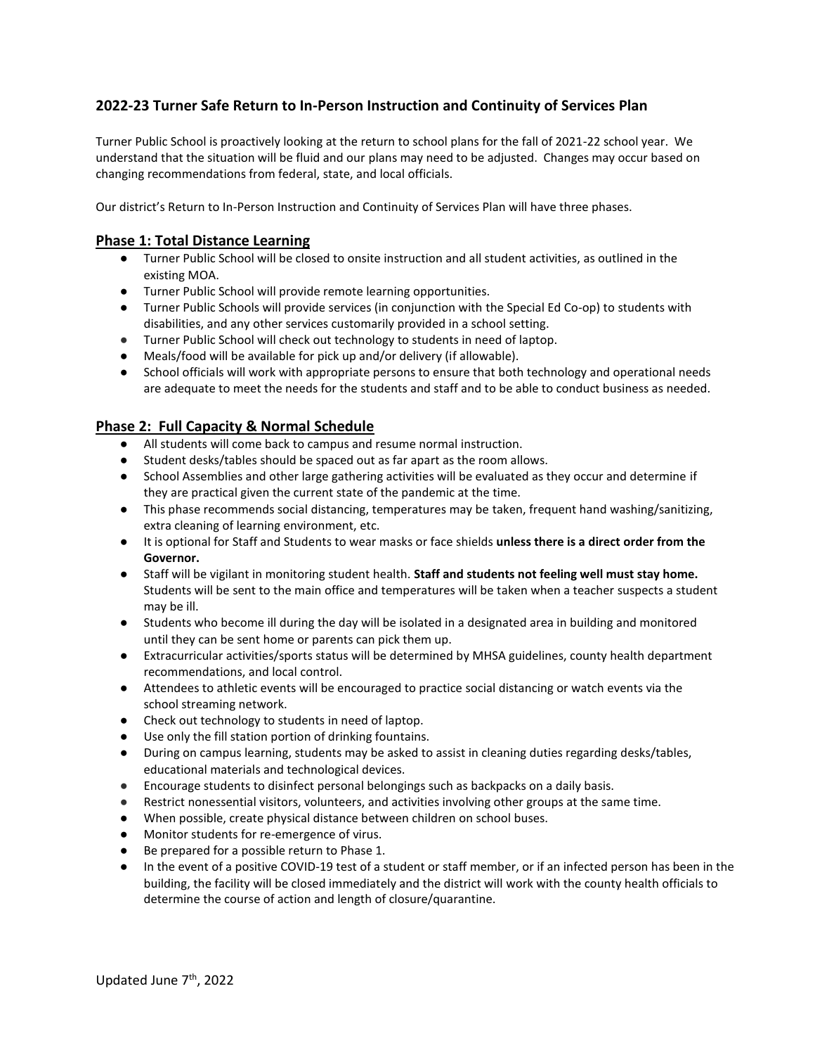## 2022-23 Turner Safe Return to In-Person Instruction and Continuity of Services Plan

Turner Public School is proactively looking at the return to school plans for the fall of 2021-22 school year. We understand that the situation will be fluid and our plans may need to be adjusted. Changes may occur based on changing recommendations from federal, state, and local officials.

Our district's Return to In-Person Instruction and Continuity of Services Plan will have three phases.

### Phase 1: Total Distance Learning

- Turner Public School will be closed to onsite instruction and all student activities, as outlined in the existing MOA.
- Turner Public School will provide remote learning opportunities.
- Turner Public Schools will provide services (in conjunction with the Special Ed Co-op) to students with disabilities, and any other services customarily provided in a school setting.
- Turner Public School will check out technology to students in need of laptop.
- Meals/food will be available for pick up and/or delivery (if allowable).
- School officials will work with appropriate persons to ensure that both technology and operational needs are adequate to meet the needs for the students and staff and to be able to conduct business as needed.

### Phase 2: Full Capacity & Normal Schedule

- All students will come back to campus and resume normal instruction.
- Student desks/tables should be spaced out as far apart as the room allows.
- School Assemblies and other large gathering activities will be evaluated as they occur and determine if they are practical given the current state of the pandemic at the time.
- This phase recommends social distancing, temperatures may be taken, frequent hand washing/sanitizing, extra cleaning of learning environment, etc.
- It is optional for Staff and Students to wear masks or face shields **unless there is a direct order from the Governor.**
- Staff will be vigilant in monitoring student health. **Staff and students not feeling well must stay home.** Students will be sent to the main office and temperatures will be taken when a teacher suspects a student may be ill.
- Students who become ill during the day will be isolated in a designated area in building and monitored until they can be sent home or parents can pick them up.
- Extracurricular activities/sports status will be determined by MHSA guidelines, county health department recommendations, and local control.
- Attendees to athletic events will be encouraged to practice social distancing or watch events via the school streaming network.
- Check out technology to students in need of laptop.
- Use only the fill station portion of drinking fountains.
- During on campus learning, students may be asked to assist in cleaning duties regarding desks/tables, educational materials and technological devices.
- Encourage students to disinfect personal belongings such as backpacks on a daily basis.
- Restrict nonessential visitors, volunteers, and activities involving other groups at the same time.
- When possible, create physical distance between children on school buses.
- Monitor students for re-emergence of virus.
- Be prepared for a possible return to Phase 1.
- In the event of a positive COVID-19 test of a student or staff member, or if an infected person has been in the building, the facility will be closed immediately and the district will work with the county health officials to determine the course of action and length of closure/quarantine.

Updated June 7th, 2022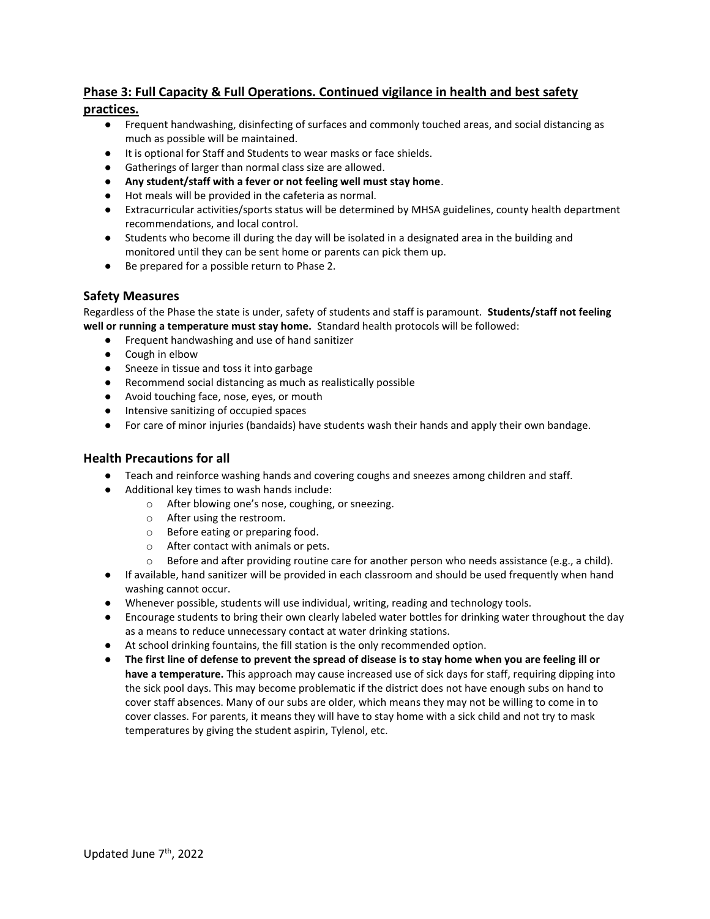## **Phase 3: Full Capacity & Full Operations. Continued vigilance in health and best safety practices.**

- Frequent handwashing, disinfecting of surfaces and commonly touched areas, and social distancing as much as possible will be maintained.
- It is optional for Staff and Students to wear masks or face shields.
- Gatherings of larger than normal class size are allowed.
- **Any student/staff with a fever or not feeling well must stay home**.
- Hot meals will be provided in the cafeteria as normal.
- Extracurricular activities/sports status will be determined by MHSA guidelines, county health department recommendations, and local control.
- Students who become ill during the day will be isolated in a designated area in the building and monitored until they can be sent home or parents can pick them up.
- Be prepared for a possible return to Phase 2.

## Safety Measures

Regardless of the Phase the state is under, safety of students and staff is paramount. **Students/staff not feeling well or running a temperature must stay home.** Standard health protocols will be followed:

- Frequent handwashing and use of hand sanitizer
- Cough in elbow
- Sneeze in tissue and toss it into garbage
- Recommend social distancing as much as realistically possible
- Avoid touching face, nose, eyes, or mouth
- Intensive sanitizing of occupied spaces
- For care of minor injuries (bandaids) have students wash their hands and apply their own bandage.

## Health Precautions for all

- Teach and reinforce washing hands and covering coughs and sneezes among children and staff.
- Additional key times to wash hands include:
    - After blowing one's nose, coughing, or sneezing.
    - After using the restroom.
    - Before eating or preparing food.
    - After contact with animals or pets.
    - Before and after providing routine care for another person who needs assistance (e.g., a child).
- If available, hand sanitizer will be provided in each classroom and should be used frequently when hand washing cannot occur.
- Whenever possible, students will use individual, writing, reading and technology tools.
- Encourage students to bring their own clearly labeled water bottles for drinking water throughout the day as a means to reduce unnecessary contact at water drinking stations.
- At school drinking fountains, the fill station is the only recommended option.
- **The first line of defense to prevent the spread of disease is to stay home when you are feeling ill or have a temperature.** This approach may cause increased use of sick days for staff, requiring dipping into the sick pool days. This may become problematic if the district does not have enough subs on hand to cover staff absences. Many of our subs are older, which means they may not be willing to come in to cover classes. For parents, it means they will have to stay home with a sick child and not try to mask temperatures by giving the student aspirin, Tylenol, etc.

Updated June 7th, 2022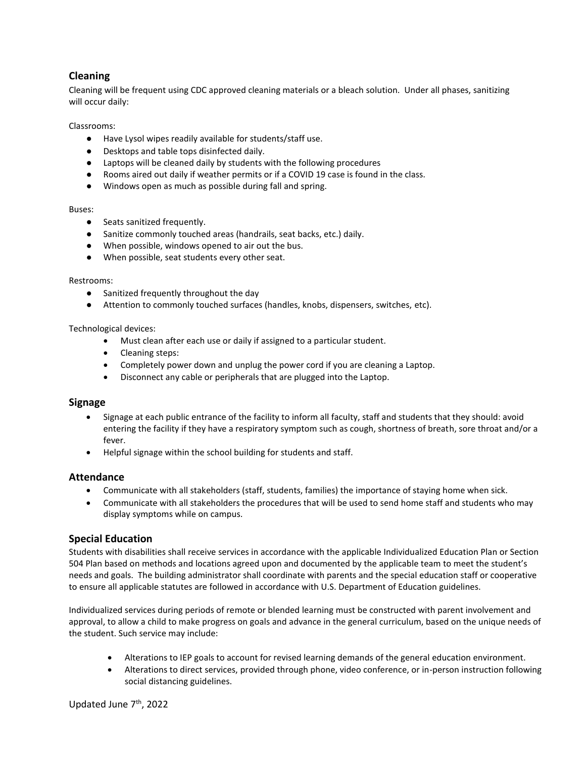## Cleaning

Cleaning will be frequent using CDC approved cleaning materials or a bleach solution. Under all phases, sanitizing will occur daily:

Classrooms:

- Have Lysol wipes readily available for students/staff use.
- Desktops and table tops disinfected daily.
- Laptops will be cleaned daily by students with the following procedures
- Rooms aired out daily if weather permits or if a COVID 19 case is found in the class.
- Windows open as much as possible during fall and spring.

Buses:

- Seats sanitized frequently.
- Sanitize commonly touched areas (handrails, seat backs, etc.) daily.
- When possible, windows opened to air out the bus.
- When possible, seat students every other seat.

Restrooms:

- Sanitized frequently throughout the day
- Attention to commonly touched surfaces (handles, knobs, dispensers, switches, etc).

Technological devices:

- Must clean after each use or daily if assigned to a particular student.
- Cleaning steps:
- Completely power down and unplug the power cord if you are cleaning a Laptop.
- Disconnect any cable or peripherals that are plugged into the Laptop.

## Signage

- Signage at each public entrance of the facility to inform all faculty, staff and students that they should: avoid entering the facility if they have a respiratory symptom such as cough, shortness of breath, sore throat and/or a fever.
- Helpful signage within the school building for students and staff.

## Attendance

- Communicate with all stakeholders (staff, students, families) the importance of staying home when sick.
- Communicate with all stakeholders the procedures that will be used to send home staff and students who may display symptoms while on campus.

## Special Education

Students with disabilities shall receive services in accordance with the applicable Individualized Education Plan or Section 504 Plan based on methods and locations agreed upon and documented by the applicable team to meet the student's needs and goals. The building administrator shall coordinate with parents and the special education staff or cooperative to ensure all applicable statutes are followed in accordance with U.S. Department of Education guidelines.

Individualized services during periods of remote or blended learning must be constructed with parent involvement and approval, to allow a child to make progress on goals and advance in the general curriculum, based on the unique needs of the student. Such service may include:

- Alterations to IEP goals to account for revised learning demands of the general education environment.
- Alterations to direct services, provided through phone, video conference, or in-person instruction following social distancing guidelines.

Updated June 7th, 2022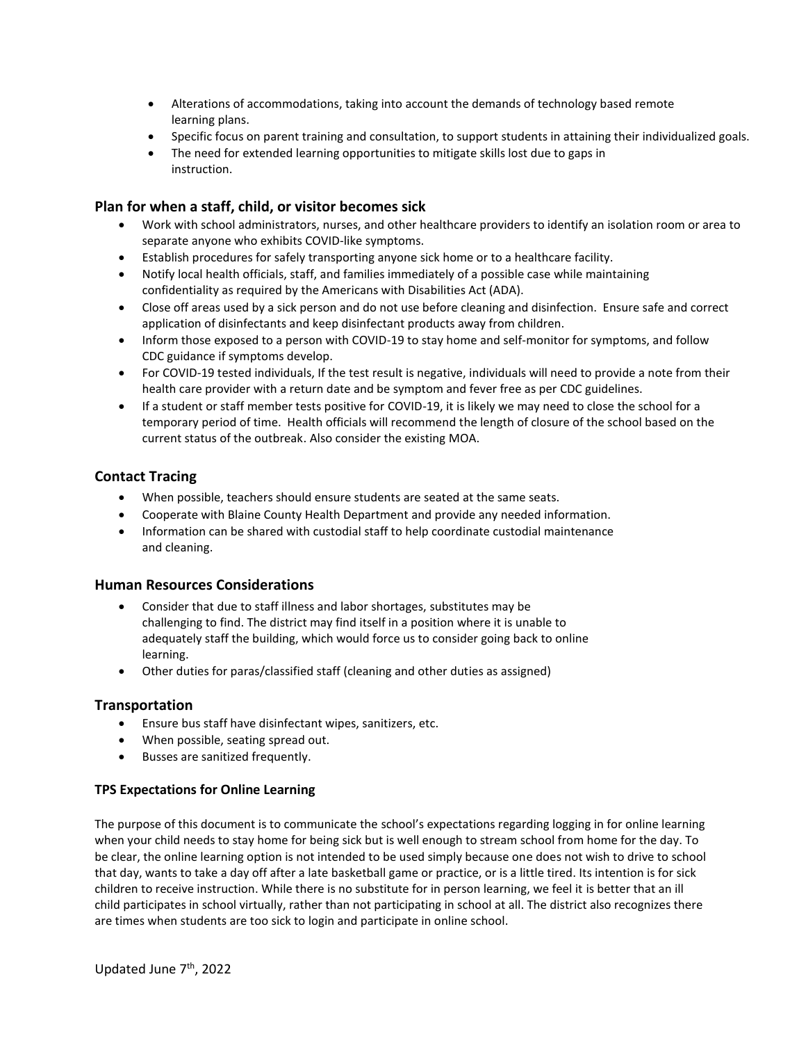- Alterations of accommodations, taking into account the demands of technology based remote learning plans.
- Specific focus on parent training and consultation, to support students in attaining their individualized goals.
- The need for extended learning opportunities to mitigate skills lost due to gaps in instruction.

## Plan for when a staff, child, or visitor becomes sick

- Work with school administrators, nurses, and other healthcare providers to identify an isolation room or area to separate anyone who exhibits COVID-like symptoms.
- Establish procedures for safely transporting anyone sick home or to a healthcare facility.
- Notify local health officials, staff, and families immediately of a possible case while maintaining confidentiality as required by the Americans with Disabilities Act (ADA).
- Close off areas used by a sick person and do not use before cleaning and disinfection. Ensure safe and correct application of disinfectants and keep disinfectant products away from children.
- Inform those exposed to a person with COVID-19 to stay home and self-monitor for symptoms, and follow CDC guidance if symptoms develop.
- For COVID-19 tested individuals, If the test result is negative, individuals will need to provide a note from their health care provider with a return date and be symptom and fever free as per CDC guidelines.
- If a student or staff member tests positive for COVID-19, it is likely we may need to close the school for a temporary period of time. Health officials will recommend the length of closure of the school based on the current status of the outbreak. Also consider the existing MOA.

## Contact Tracing

- When possible, teachers should ensure students are seated at the same seats.
- Cooperate with Blaine County Health Department and provide any needed information.
- Information can be shared with custodial staff to help coordinate custodial maintenance and cleaning.

## Human Resources Considerations

- Consider that due to staff illness and labor shortages, substitutes may be challenging to find. The district may find itself in a position where it is unable to adequately staff the building, which would force us to consider going back to online learning.
- Other duties for paras/classified staff (cleaning and other duties as assigned)

## Transportation

- Ensure bus staff have disinfectant wipes, sanitizers, etc.
- When possible, seating spread out.
- Busses are sanitized frequently.

### TPS Expectations for Online Learning

The purpose of this document is to communicate the school's expectations regarding logging in for online learning when your child needs to stay home for being sick but is well enough to stream school from home for the day. To be clear, the online learning option is not intended to be used simply because one does not wish to drive to school that day, wants to take a day off after a late basketball game or practice, or is a little tired. Its intention is for sick children to receive instruction. While there is no substitute for in person learning, we feel it is better that an ill child participates in school virtually, rather than not participating in school at all. The district also recognizes there are times when students are too sick to login and participate in online school.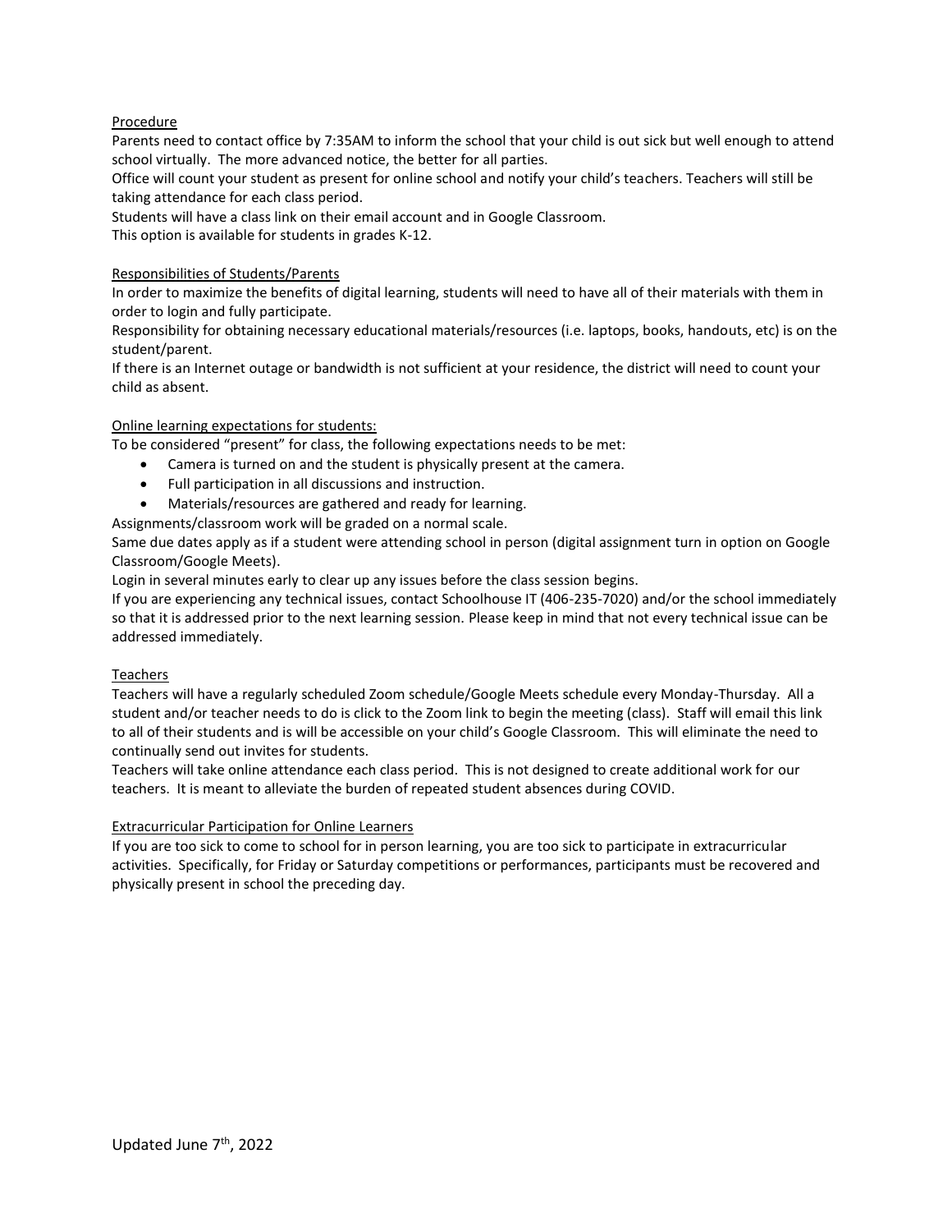## Procedure

Parents need to contact office by 7:35AM to inform the school that your child is out sick but well enough to attend school virtually. The more advanced notice, the better for all parties.

Office will count your student as present for online school and notify your child's teachers. Teachers will still be taking attendance for each class period.

Students will have a class link on their email account and in Google Classroom.

This option is available for students in grades K-12.

## Responsibilities of Students/Parents

In order to maximize the benefits of digital learning, students will need to have all of their materials with them in order to login and fully participate.

Responsibility for obtaining necessary educational materials/resources (i.e. laptops, books, handouts, etc) is on the student/parent.

If there is an Internet outage or bandwidth is not sufficient at your residence, the district will need to count your child as absent.

## Online learning expectations for students:

To be considered "present" for class, the following expectations needs to be met:

- Camera is turned on and the student is physically present at the camera.
- Full participation in all discussions and instruction.
- Materials/resources are gathered and ready for learning.

Assignments/classroom work will be graded on a normal scale.

Same due dates apply as if a student were attending school in person (digital assignment turn in option on Google Classroom/Google Meets).

Login in several minutes early to clear up any issues before the class session begins.

If you are experiencing any technical issues, contact Schoolhouse IT (406-235-7020) and/or the school immediately so that it is addressed prior to the next learning session. Please keep in mind that not every technical issue can be addressed immediately.

## Teachers

Teachers will have a regularly scheduled Zoom schedule/Google Meets schedule every Monday-Thursday. All a student and/or teacher needs to do is click to the Zoom link to begin the meeting (class). Staff will email this link to all of their students and is will be accessible on your child's Google Classroom. This will eliminate the need to continually send out invites for students.

Teachers will take online attendance each class period. This is not designed to create additional work for our teachers. It is meant to alleviate the burden of repeated student absences during COVID.

## Extracurricular Participation for Online Learners

If you are too sick to come to school for in person learning, you are too sick to participate in extracurricular activities. Specifically, for Friday or Saturday competitions or performances, participants must be recovered and physically present in school the preceding day.

Updated June 7th, 2022